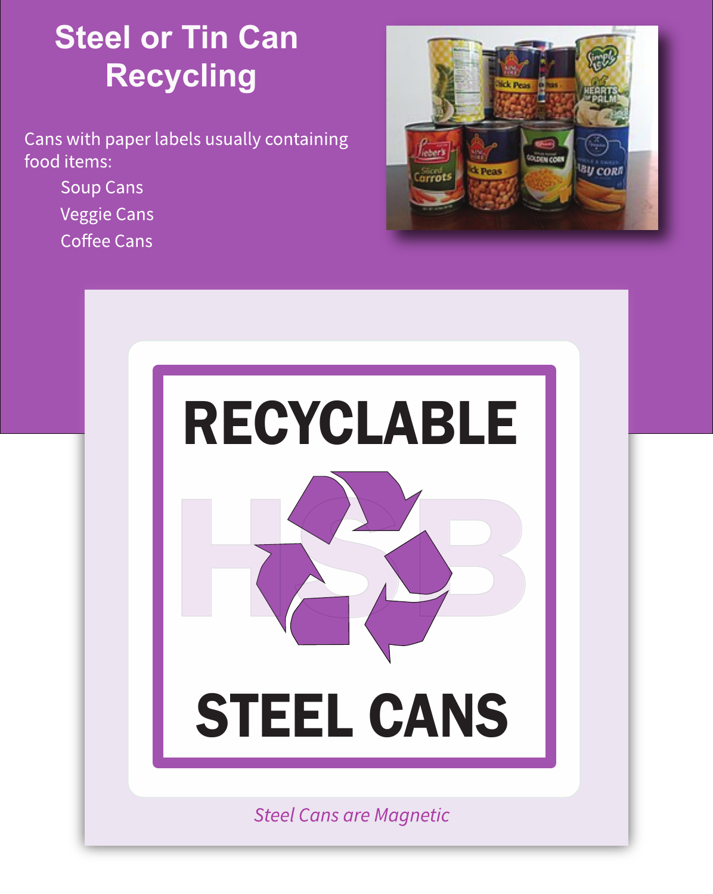# Steel or Tin Can Recycling

Cans with paper labels usually containing food items:

- Soup Cans
- Veggie Cans
- Coffee Cans

**RECYCLABLE**

**STEEL CANS**

*Steel Cans are Magnetic*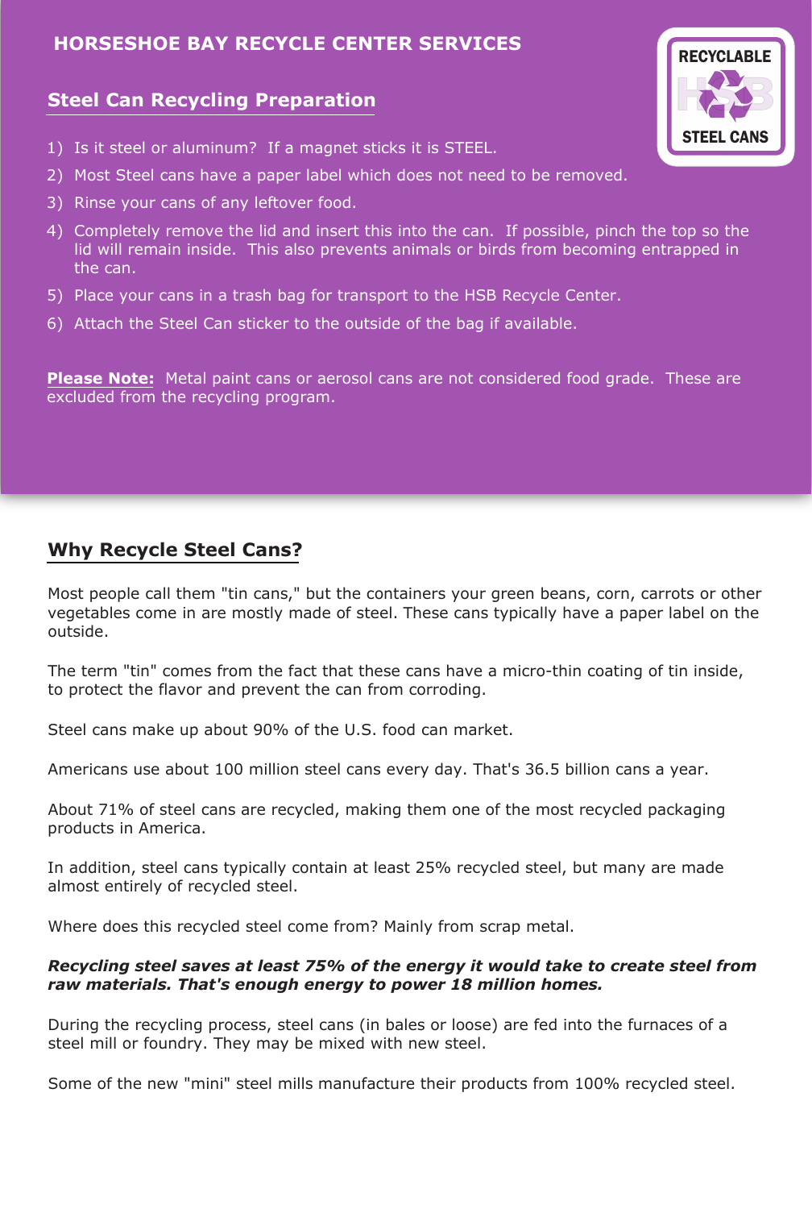# HORSESHOE BAY RECYCLE CENTER SERVICES

RECYCLABLE
HSB
STEEL CANS

## Steel Can Recycling Preparation

1) Is it steel or aluminum? If a magnet sticks it is STEEL.
2) Most Steel cans have a paper label which does not need to be removed.
3) Rinse your cans of any leftover food.
4) Completely remove the lid and insert this into the can. If possible, pinch the top so the lid will remain inside. This also prevents animals or birds from becoming entrapped in the can.
5) Place your cans in a trash bag for transport to the HSB Recycle Center.
6) Attach the Steel Can sticker to the outside of the bag if available.

**Please Note:** Metal paint cans or aerosol cans are not considered food grade. These are excluded from the recycling program.

## Why Recycle Steel Cans?

Most people call them "tin cans," but the containers your green beans, corn, carrots or other vegetables come in are mostly made of steel. These cans typically have a paper label on the outside.

The term "tin" comes from the fact that these cans have a micro-thin coating of tin inside, to protect the flavor and prevent the can from corroding.

Steel cans make up about 90% of the U.S. food can market.

Americans use about 100 million steel cans every day. That's 36.5 billion cans a year.

About 71% of steel cans are recycled, making them one of the most recycled packaging products in America.

In addition, steel cans typically contain at least 25% recycled steel, but many are made almost entirely of recycled steel.

Where does this recycled steel come from? Mainly from scrap metal.

***Recycling steel saves at least 75% of the energy it would take to create steel from raw materials. That's enough energy to power 18 million homes.***

During the recycling process, steel cans (in bales or loose) are fed into the furnaces of a steel mill or foundry. They may be mixed with new steel.

Some of the new "mini" steel mills manufacture their products from 100% recycled steel.